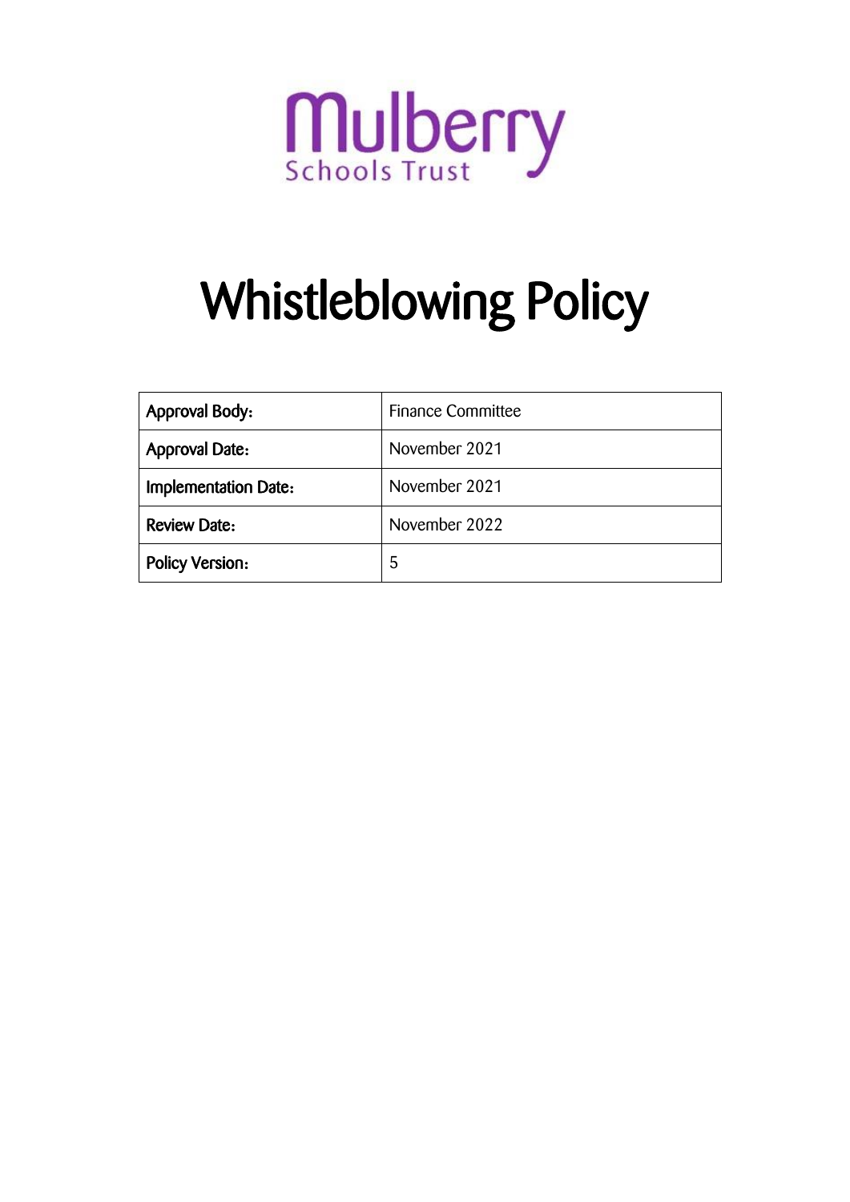Mulberry
Schools Trust

# Whistleblowing Policy

| Approval Body: | Finance Committee |
| --- | --- |
| Approval Date: | November 2021 |
| Implementation Date: | November 2021 |
| Review Date: | November 2022 |
| Policy Version: | 5 |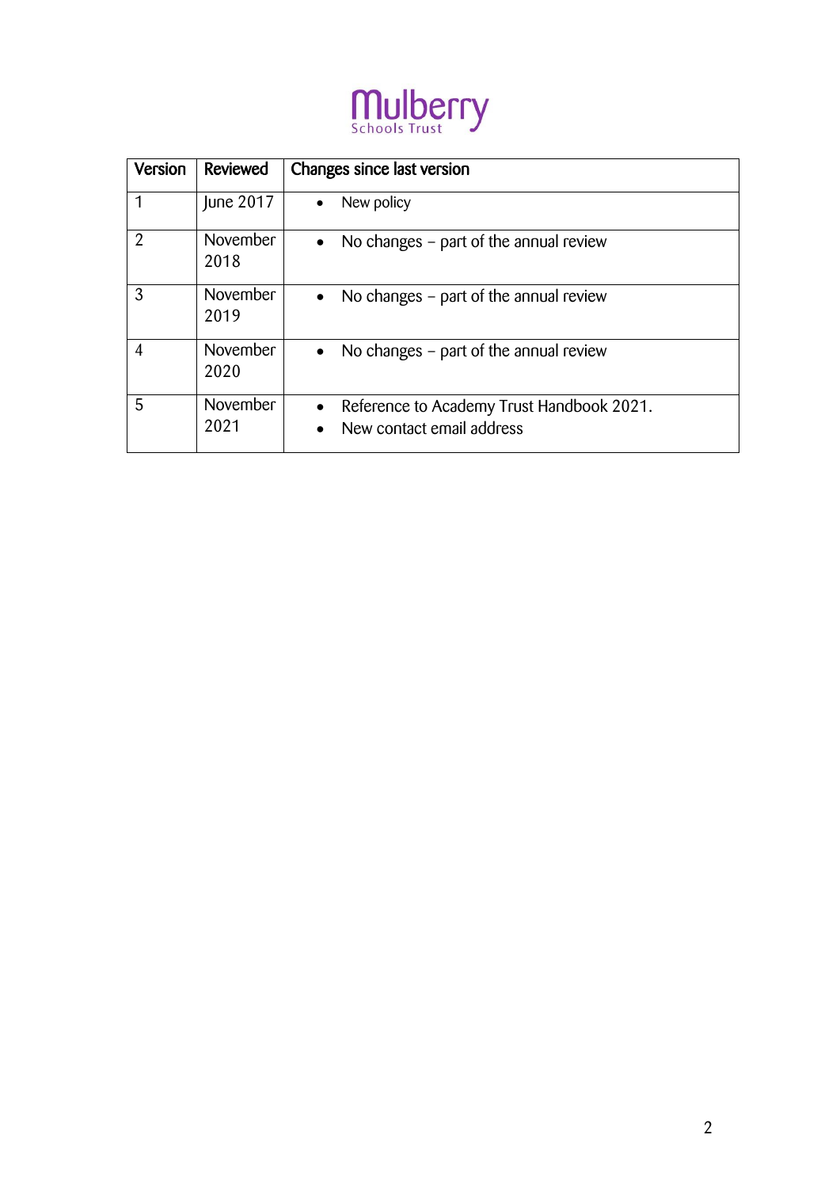Mulberry Schools Trust

| Version | Reviewed | Changes since last version |
|---|---|---|
| 1 | June 2017 | • New policy |
| 2 | November 2018 | • No changes – part of the annual review |
| 3 | November 2019 | • No changes – part of the annual review |
| 4 | November 2020 | • No changes – part of the annual review |
| 5 | November 2021 | • Reference to Academy Trust Handbook 2021.<br>• New contact email address |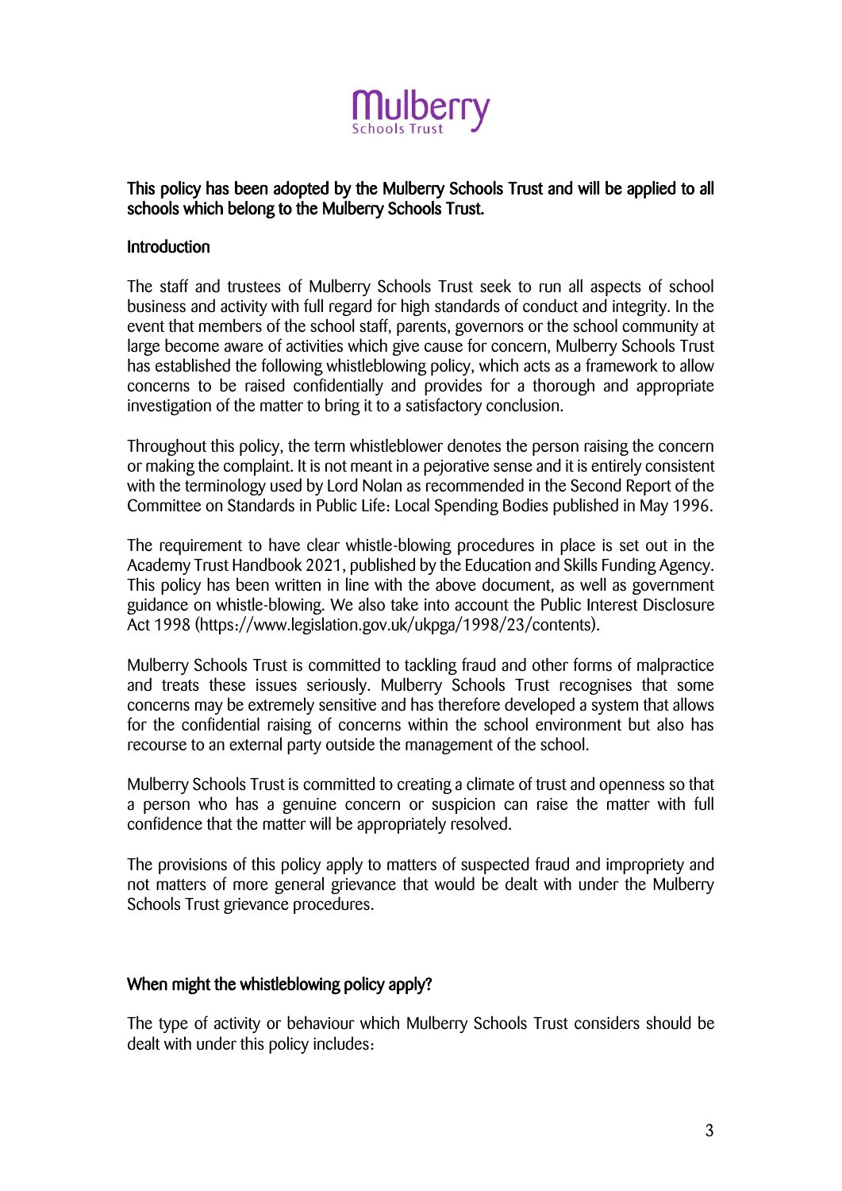Mulberry
Schools Trust

**This policy has been adopted by the Mulberry Schools Trust and will be applied to all schools which belong to the Mulberry Schools Trust.**

## Introduction

The staff and trustees of Mulberry Schools Trust seek to run all aspects of school business and activity with full regard for high standards of conduct and integrity. In the event that members of the school staff, parents, governors or the school community at large become aware of activities which give cause for concern, Mulberry Schools Trust has established the following whistleblowing policy, which acts as a framework to allow concerns to be raised confidentially and provides for a thorough and appropriate investigation of the matter to bring it to a satisfactory conclusion.

Throughout this policy, the term whistleblower denotes the person raising the concern or making the complaint. It is not meant in a pejorative sense and it is entirely consistent with the terminology used by Lord Nolan as recommended in the Second Report of the Committee on Standards in Public Life: Local Spending Bodies published in May 1996.

The requirement to have clear whistle-blowing procedures in place is set out in the Academy Trust Handbook 2021, published by the Education and Skills Funding Agency. This policy has been written in line with the above document, as well as government guidance on whistle-blowing. We also take into account the Public Interest Disclosure Act 1998 (https://www.legislation.gov.uk/ukpga/1998/23/contents).

Mulberry Schools Trust is committed to tackling fraud and other forms of malpractice and treats these issues seriously. Mulberry Schools Trust recognises that some concerns may be extremely sensitive and has therefore developed a system that allows for the confidential raising of concerns within the school environment but also has recourse to an external party outside the management of the school.

Mulberry Schools Trust is committed to creating a climate of trust and openness so that a person who has a genuine concern or suspicion can raise the matter with full confidence that the matter will be appropriately resolved.

The provisions of this policy apply to matters of suspected fraud and impropriety and not matters of more general grievance that would be dealt with under the Mulberry Schools Trust grievance procedures.

## When might the whistleblowing policy apply?

The type of activity or behaviour which Mulberry Schools Trust considers should be dealt with under this policy includes: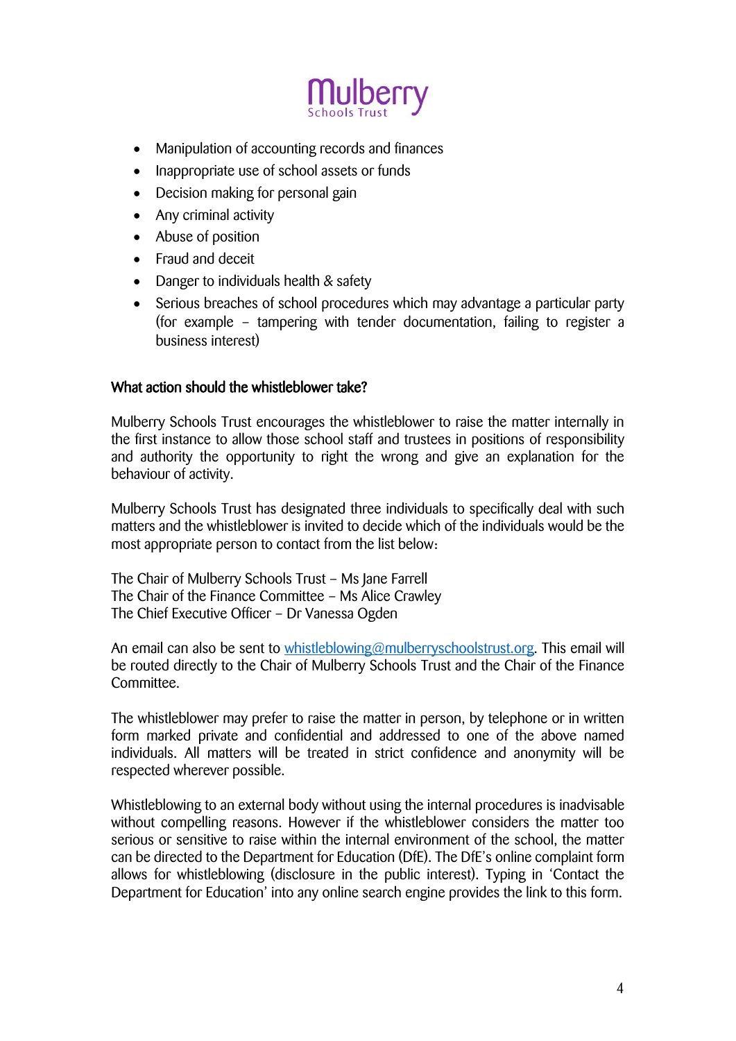- Manipulation of accounting records and finances
- Inappropriate use of school assets or funds
- Decision making for personal gain
- Any criminal activity
- Abuse of position
- Fraud and deceit
- Danger to individuals health & safety
- Serious breaches of school procedures which may advantage a particular party (for example – tampering with tender documentation, failing to register a business interest)

## What action should the whistleblower take?

Mulberry Schools Trust encourages the whistleblower to raise the matter internally in the first instance to allow those school staff and trustees in positions of responsibility and authority the opportunity to right the wrong and give an explanation for the behaviour of activity.

Mulberry Schools Trust has designated three individuals to specifically deal with such matters and the whistleblower is invited to decide which of the individuals would be the most appropriate person to contact from the list below:

The Chair of Mulberry Schools Trust – Ms Jane Farrell
The Chair of the Finance Committee – Ms Alice Crawley
The Chief Executive Officer – Dr Vanessa Ogden

An email can also be sent to whistleblowing@mulberryschoolstrust.org. This email will be routed directly to the Chair of Mulberry Schools Trust and the Chair of the Finance Committee.

The whistleblower may prefer to raise the matter in person, by telephone or in written form marked private and confidential and addressed to one of the above named individuals. All matters will be treated in strict confidence and anonymity will be respected wherever possible.

Whistleblowing to an external body without using the internal procedures is inadvisable without compelling reasons. However if the whistleblower considers the matter too serious or sensitive to raise within the internal environment of the school, the matter can be directed to the Department for Education (DfE). The DfE's online complaint form allows for whistleblowing (disclosure in the public interest). Typing in 'Contact the Department for Education' into any online search engine provides the link to this form.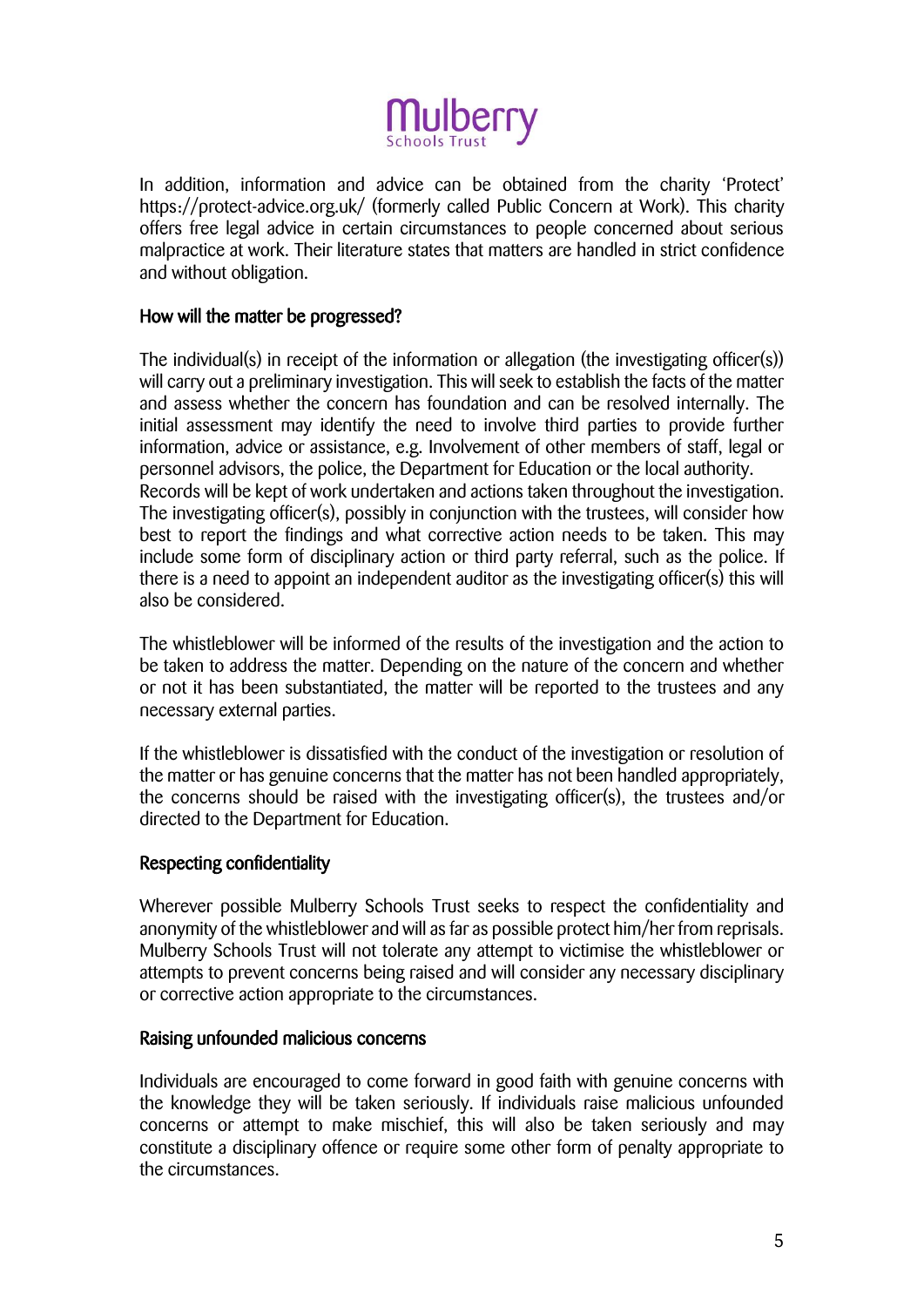In addition, information and advice can be obtained from the charity 'Protect' https://protect-advice.org.uk/ (formerly called Public Concern at Work). This charity offers free legal advice in certain circumstances to people concerned about serious malpractice at work. Their literature states that matters are handled in strict confidence and without obligation.

## How will the matter be progressed?

The individual(s) in receipt of the information or allegation (the investigating officer(s)) will carry out a preliminary investigation. This will seek to establish the facts of the matter and assess whether the concern has foundation and can be resolved internally. The initial assessment may identify the need to involve third parties to provide further information, advice or assistance, e.g. Involvement of other members of staff, legal or personnel advisors, the police, the Department for Education or the local authority.
Records will be kept of work undertaken and actions taken throughout the investigation. The investigating officer(s), possibly in conjunction with the trustees, will consider how best to report the findings and what corrective action needs to be taken. This may include some form of disciplinary action or third party referral, such as the police. If there is a need to appoint an independent auditor as the investigating officer(s) this will also be considered.

The whistleblower will be informed of the results of the investigation and the action to be taken to address the matter. Depending on the nature of the concern and whether or not it has been substantiated, the matter will be reported to the trustees and any necessary external parties.

If the whistleblower is dissatisfied with the conduct of the investigation or resolution of the matter or has genuine concerns that the matter has not been handled appropriately, the concerns should be raised with the investigating officer(s), the trustees and/or directed to the Department for Education.

## Respecting confidentiality

Wherever possible Mulberry Schools Trust seeks to respect the confidentiality and anonymity of the whistleblower and will as far as possible protect him/her from reprisals. Mulberry Schools Trust will not tolerate any attempt to victimise the whistleblower or attempts to prevent concerns being raised and will consider any necessary disciplinary or corrective action appropriate to the circumstances.

## Raising unfounded malicious concerns

Individuals are encouraged to come forward in good faith with genuine concerns with the knowledge they will be taken seriously. If individuals raise malicious unfounded concerns or attempt to make mischief, this will also be taken seriously and may constitute a disciplinary offence or require some other form of penalty appropriate to the circumstances.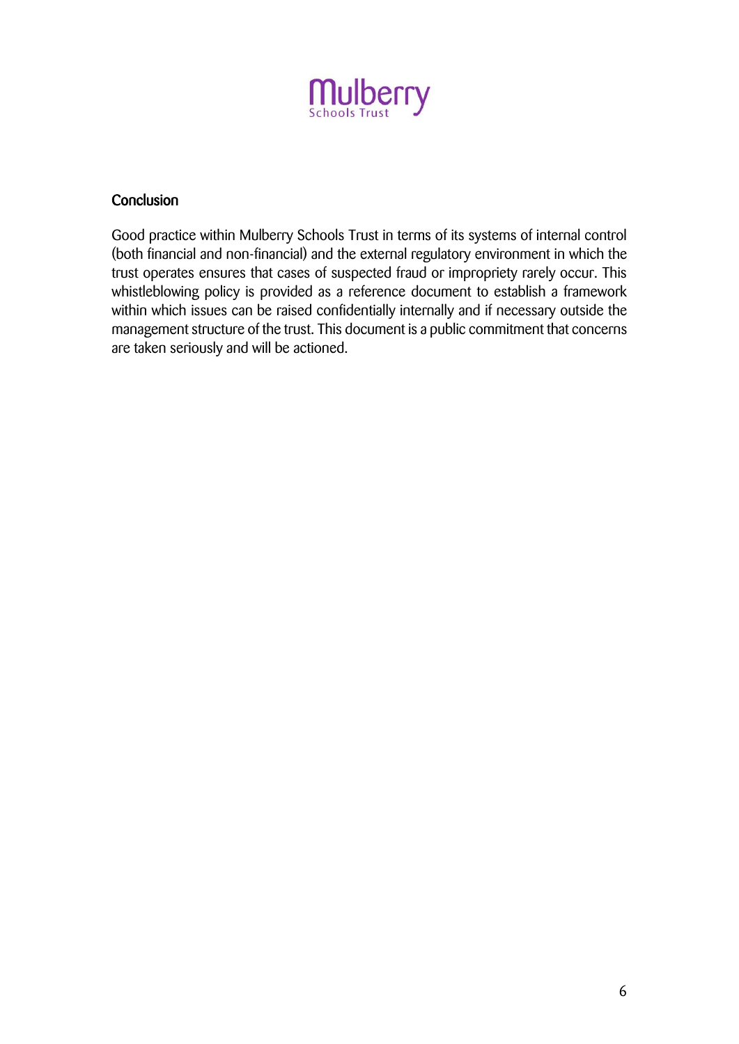## Conclusion

Good practice within Mulberry Schools Trust in terms of its systems of internal control (both financial and non-financial) and the external regulatory environment in which the trust operates ensures that cases of suspected fraud or impropriety rarely occur. This whistleblowing policy is provided as a reference document to establish a framework within which issues can be raised confidentially internally and if necessary outside the management structure of the trust. This document is a public commitment that concerns are taken seriously and will be actioned.